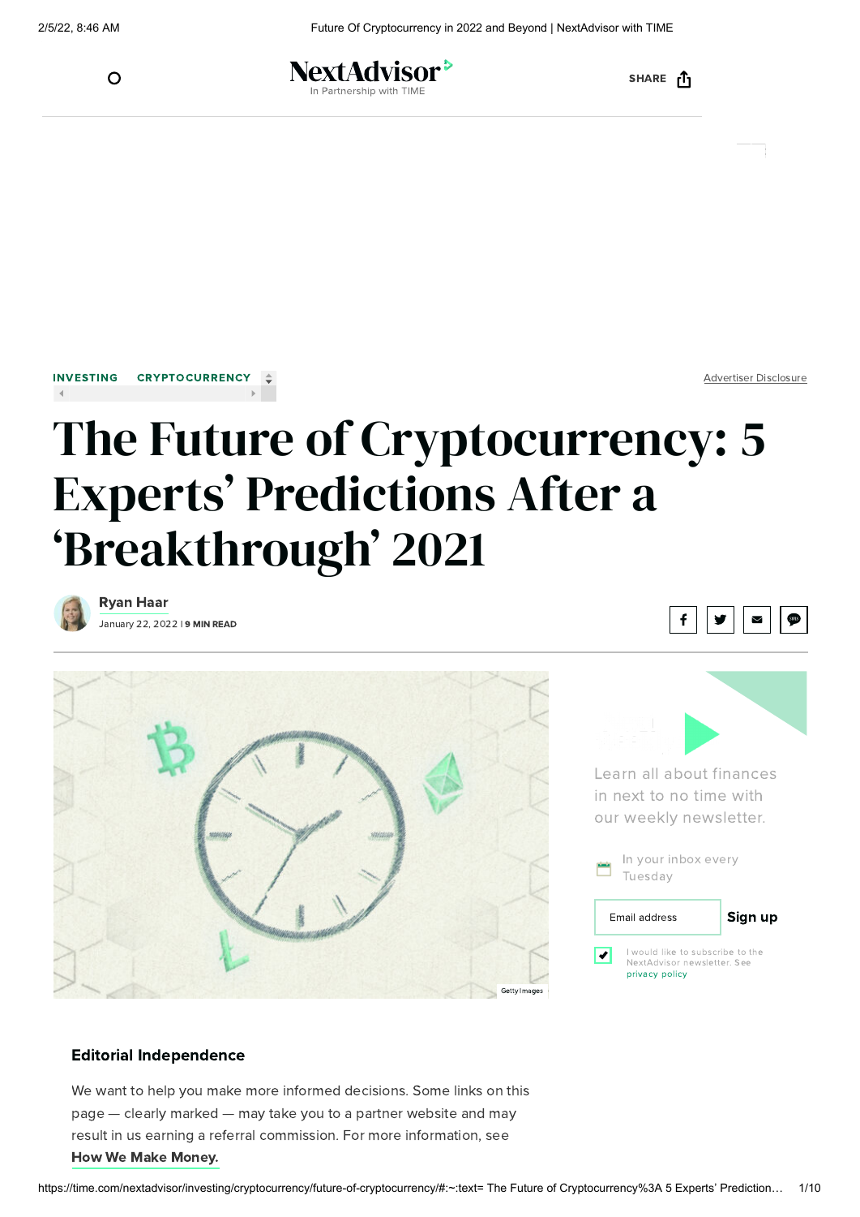INVESTING CRYPTOCURRENCY

Advertiser Disclosure

# The Future of Cryptocurrency: 5 Experts' Predictions After a 'Breakthrough' 2021

**Ryan Haar**

January 22, 2022 | **9 MIN READ**

Getty Images

Learn all about finances in next to no time with our weekly newsletter.

In your inbox every Tuesday

Email address **Sign up**

I would like to subscribe to the NextAdvisor newsletter. See privacy policy

### Editorial Independence

We want to help you make more informed decisions. Some links on this page — clearly marked — may take you to a partner website and may result in us earning a referral commission. For more information, see **How We Make Money.**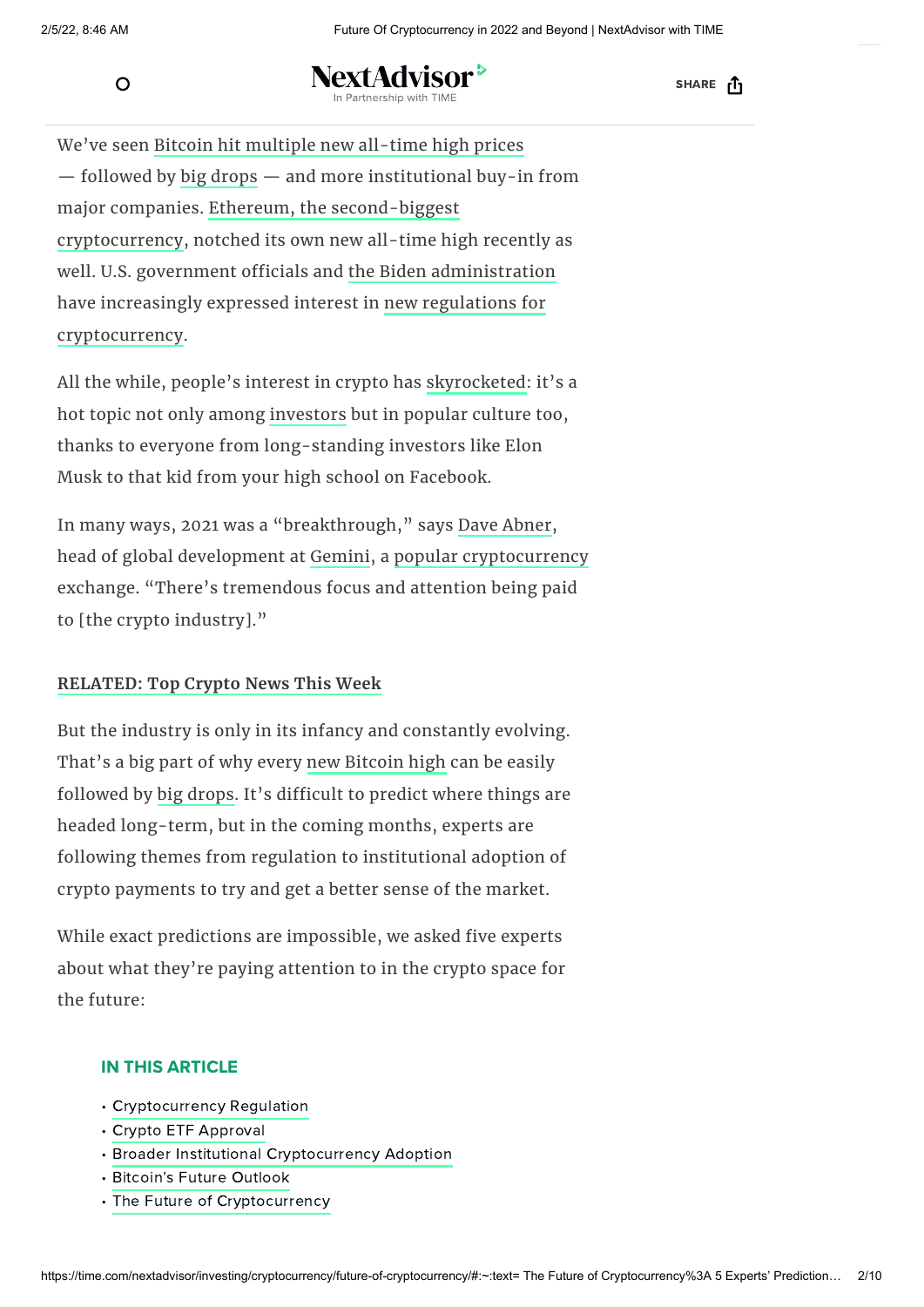We've seen Bitcoin hit multiple new all-time high prices — followed by big drops — and more institutional buy-in from major companies. Ethereum, the second-biggest cryptocurrency, notched its own new all-time high recently as well. U.S. government officials and the Biden administration have increasingly expressed interest in new regulations for cryptocurrency.

All the while, people's interest in crypto has skyrocketed: it's a hot topic not only among investors but in popular culture too, thanks to everyone from long-standing investors like Elon Musk to that kid from your high school on Facebook.

In many ways, 2021 was a "breakthrough," says Dave Abner, head of global development at Gemini, a popular cryptocurrency exchange. "There's tremendous focus and attention being paid to [the crypto industry]."

**RELATED: Top Crypto News This Week**

But the industry is only in its infancy and constantly evolving. That's a big part of why every new Bitcoin high can be easily followed by big drops. It's difficult to predict where things are headed long-term, but in the coming months, experts are following themes from regulation to institutional adoption of crypto payments to try and get a better sense of the market.

While exact predictions are impossible, we asked five experts about what they're paying attention to in the crypto space for the future:

### IN THIS ARTICLE

- Cryptocurrency Regulation
- Crypto ETF Approval
- Broader Institutional Cryptocurrency Adoption
- Bitcoin's Future Outlook
- The Future of Cryptocurrency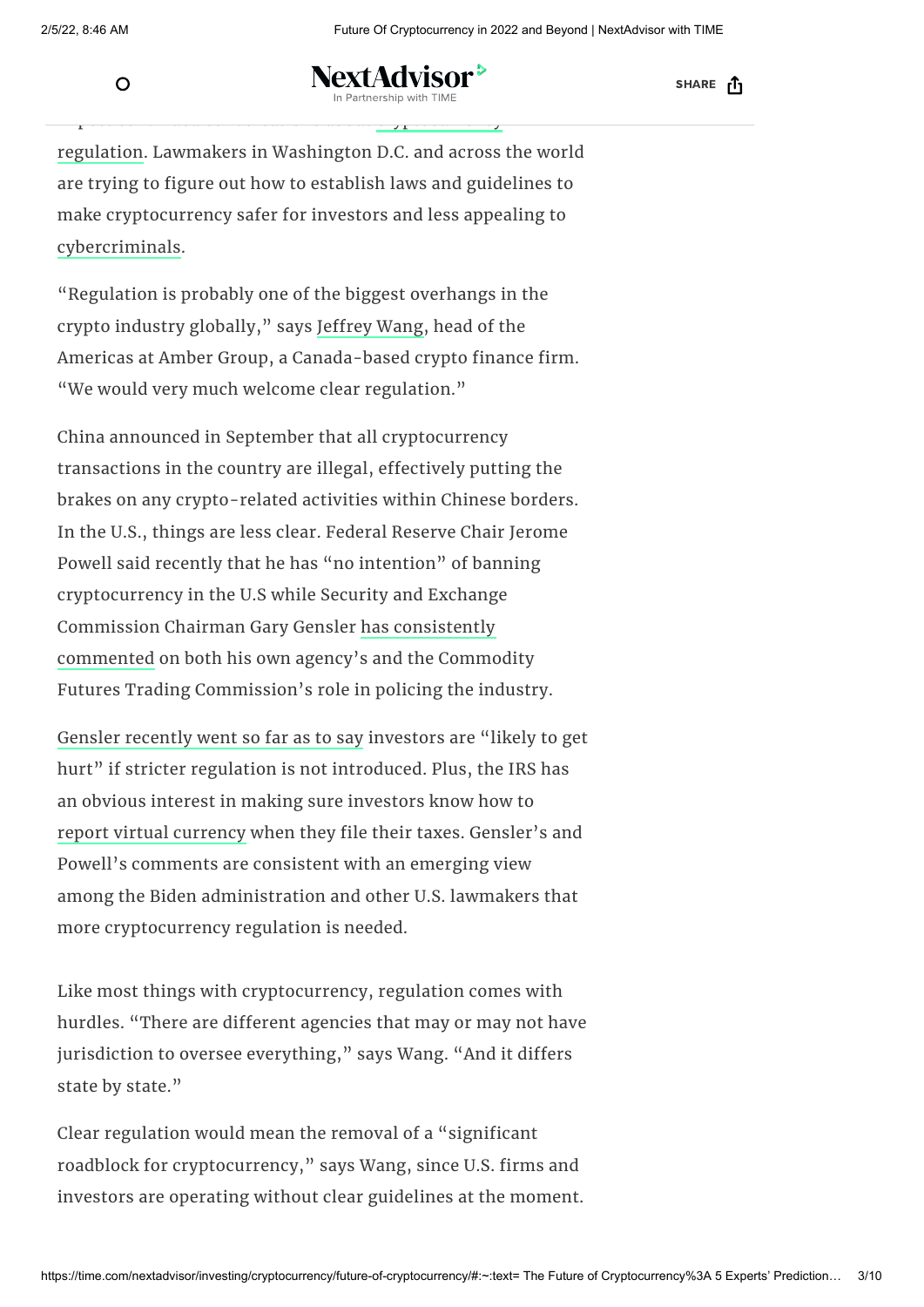regulation. Lawmakers in Washington D.C. and across the world are trying to figure out how to establish laws and guidelines to make cryptocurrency safer for investors and less appealing to cybercriminals.

"Regulation is probably one of the biggest overhangs in the crypto industry globally," says Jeffrey Wang, head of the Americas at Amber Group, a Canada-based crypto finance firm. "We would very much welcome clear regulation."

China announced in September that all cryptocurrency transactions in the country are illegal, effectively putting the brakes on any crypto-related activities within Chinese borders. In the U.S., things are less clear. Federal Reserve Chair Jerome Powell said recently that he has "no intention" of banning cryptocurrency in the U.S while Security and Exchange Commission Chairman Gary Gensler has consistently commented on both his own agency's and the Commodity Futures Trading Commission's role in policing the industry.

Gensler recently went so far as to say investors are "likely to get hurt" if stricter regulation is not introduced. Plus, the IRS has an obvious interest in making sure investors know how to report virtual currency when they file their taxes. Gensler's and Powell's comments are consistent with an emerging view among the Biden administration and other U.S. lawmakers that more cryptocurrency regulation is needed.

Like most things with cryptocurrency, regulation comes with hurdles. "There are different agencies that may or may not have jurisdiction to oversee everything," says Wang. "And it differs state by state."

Clear regulation would mean the removal of a "significant roadblock for cryptocurrency," says Wang, since U.S. firms and investors are operating without clear guidelines at the moment.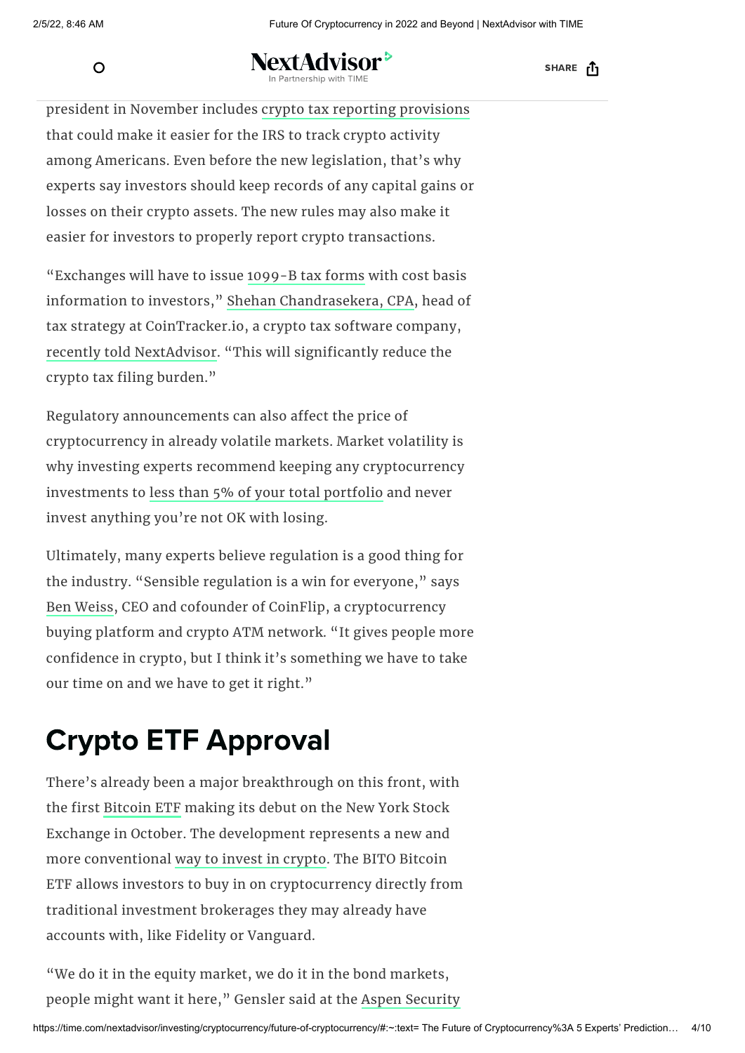president in November includes crypto tax reporting provisions that could make it easier for the IRS to track crypto activity among Americans. Even before the new legislation, that's why experts say investors should keep records of any capital gains or losses on their crypto assets. The new rules may also make it easier for investors to properly report crypto transactions.

"Exchanges will have to issue 1099-B tax forms with cost basis information to investors," Shehan Chandrasekera, CPA, head of tax strategy at CoinTracker.io, a crypto tax software company, recently told NextAdvisor. "This will significantly reduce the crypto tax filing burden."

Regulatory announcements can also affect the price of cryptocurrency in already volatile markets. Market volatility is why investing experts recommend keeping any cryptocurrency investments to less than 5% of your total portfolio and never invest anything you're not OK with losing.

Ultimately, many experts believe regulation is a good thing for the industry. "Sensible regulation is a win for everyone," says Ben Weiss, CEO and cofounder of CoinFlip, a cryptocurrency buying platform and crypto ATM network. "It gives people more confidence in crypto, but I think it's something we have to take our time on and we have to get it right."

## Crypto ETF Approval

There's already been a major breakthrough on this front, with the first Bitcoin ETF making its debut on the New York Stock Exchange in October. The development represents a new and more conventional way to invest in crypto. The BITO Bitcoin ETF allows investors to buy in on cryptocurrency directly from traditional investment brokerages they may already have accounts with, like Fidelity or Vanguard.

"We do it in the equity market, we do it in the bond markets, people might want it here," Gensler said at the Aspen Security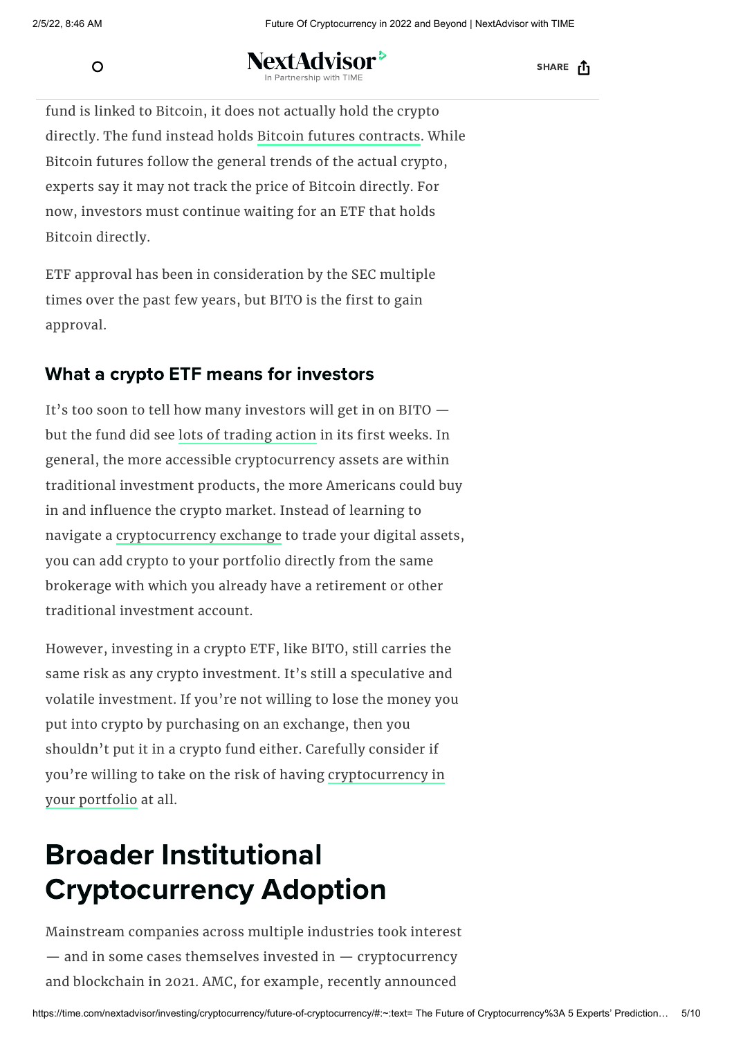fund is linked to Bitcoin, it does not actually hold the crypto directly. The fund instead holds Bitcoin futures contracts. While Bitcoin futures follow the general trends of the actual crypto, experts say it may not track the price of Bitcoin directly. For now, investors must continue waiting for an ETF that holds Bitcoin directly.

ETF approval has been in consideration by the SEC multiple times over the past few years, but BITO is the first to gain approval.

### What a crypto ETF means for investors

It's too soon to tell how many investors will get in on BITO — but the fund did see lots of trading action in its first weeks. In general, the more accessible cryptocurrency assets are within traditional investment products, the more Americans could buy in and influence the crypto market. Instead of learning to navigate a cryptocurrency exchange to trade your digital assets, you can add crypto to your portfolio directly from the same brokerage with which you already have a retirement or other traditional investment account.

However, investing in a crypto ETF, like BITO, still carries the same risk as any crypto investment. It's still a speculative and volatile investment. If you're not willing to lose the money you put into crypto by purchasing on an exchange, then you shouldn't put it in a crypto fund either. Carefully consider if you're willing to take on the risk of having cryptocurrency in your portfolio at all.

## Broader Institutional Cryptocurrency Adoption

Mainstream companies across multiple industries took interest — and in some cases themselves invested in — cryptocurrency and blockchain in 2021. AMC, for example, recently announced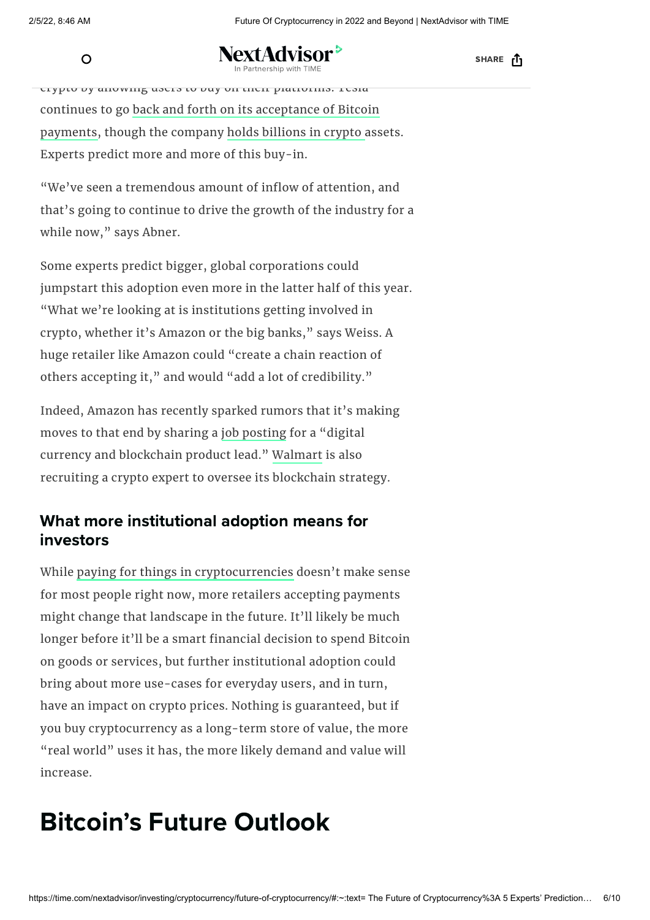crypto by allowing users to buy on their platforms. Tesla continues to go back and forth on its acceptance of Bitcoin payments, though the company holds billions in crypto assets. Experts predict more and more of this buy-in.

"We've seen a tremendous amount of inflow of attention, and that's going to continue to drive the growth of the industry for a while now," says Abner.

Some experts predict bigger, global corporations could jumpstart this adoption even more in the latter half of this year. "What we're looking at is institutions getting involved in crypto, whether it's Amazon or the big banks," says Weiss. A huge retailer like Amazon could "create a chain reaction of others accepting it," and would "add a lot of credibility."

Indeed, Amazon has recently sparked rumors that it's making moves to that end by sharing a job posting for a "digital currency and blockchain product lead." Walmart is also recruiting a crypto expert to oversee its blockchain strategy.

### What more institutional adoption means for investors

While paying for things in cryptocurrencies doesn't make sense for most people right now, more retailers accepting payments might change that landscape in the future. It'll likely be much longer before it'll be a smart financial decision to spend Bitcoin on goods or services, but further institutional adoption could bring about more use-cases for everyday users, and in turn, have an impact on crypto prices. Nothing is guaranteed, but if you buy cryptocurrency as a long-term store of value, the more "real world" uses it has, the more likely demand and value will increase.

## Bitcoin's Future Outlook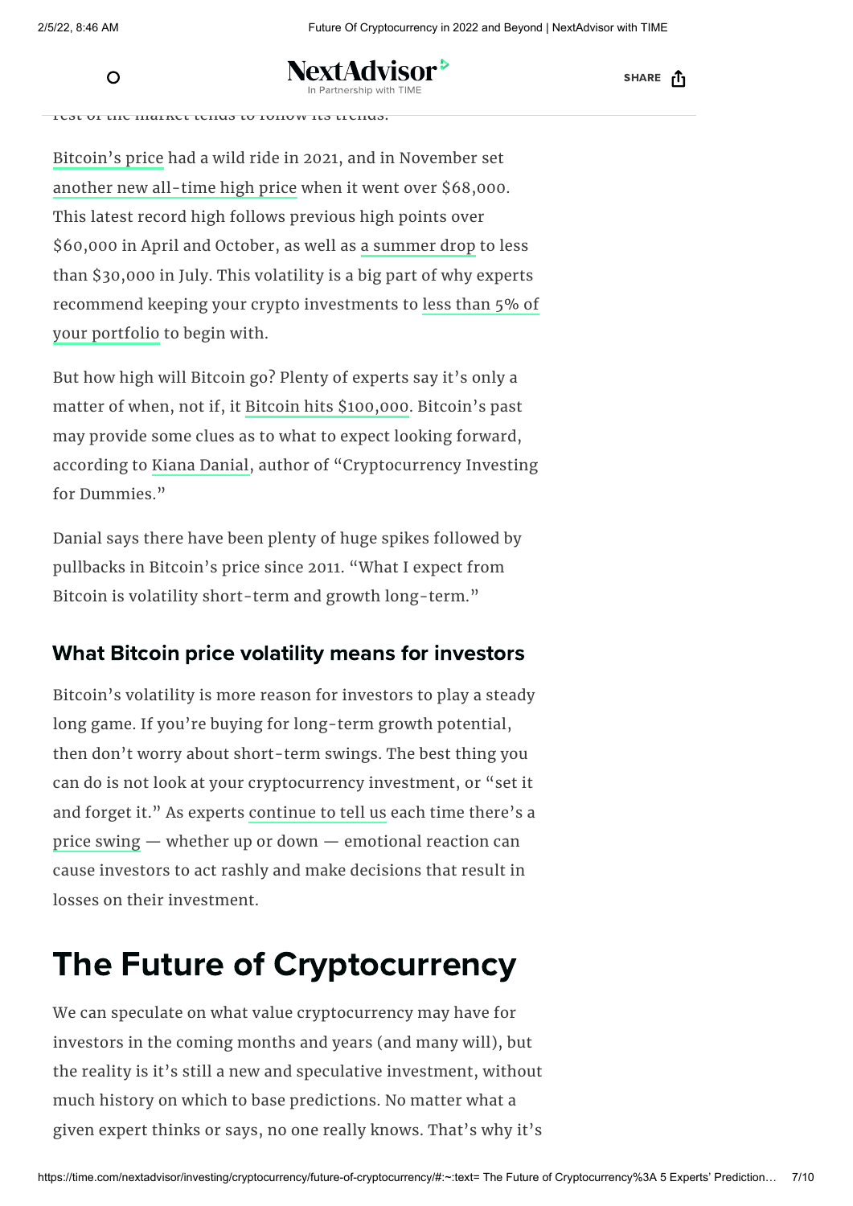rest of the market tends to follow its trends.

Bitcoin's price had a wild ride in 2021, and in November set another new all-time high price when it went over $68,000. This latest record high follows previous high points over $60,000 in April and October, as well as a summer drop to less than $30,000 in July. This volatility is a big part of why experts recommend keeping your crypto investments to less than 5% of your portfolio to begin with.

But how high will Bitcoin go? Plenty of experts say it's only a matter of when, not if, it Bitcoin hits $100,000. Bitcoin's past may provide some clues as to what to expect looking forward, according to Kiana Danial, author of "Cryptocurrency Investing for Dummies."

Danial says there have been plenty of huge spikes followed by pullbacks in Bitcoin's price since 2011. "What I expect from Bitcoin is volatility short-term and growth long-term."

### What Bitcoin price volatility means for investors

Bitcoin's volatility is more reason for investors to play a steady long game. If you're buying for long-term growth potential, then don't worry about short-term swings. The best thing you can do is not look at your cryptocurrency investment, or "set it and forget it." As experts continue to tell us each time there's a price swing — whether up or down — emotional reaction can cause investors to act rashly and make decisions that result in losses on their investment.

## The Future of Cryptocurrency

We can speculate on what value cryptocurrency may have for investors in the coming months and years (and many will), but the reality is it's still a new and speculative investment, without much history on which to base predictions. No matter what a given expert thinks or says, no one really knows. That's why it's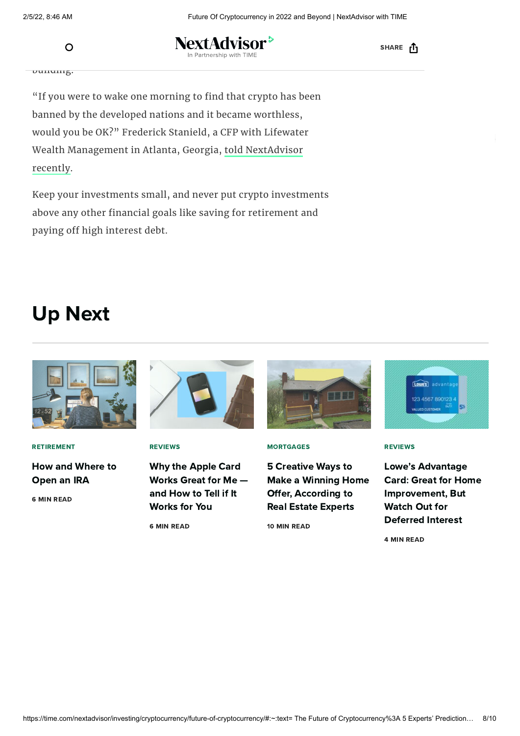"If you were to wake one morning to find that crypto has been banned by the developed nations and it became worthless, would you be OK?" Frederick Stanield, a CFP with Lifewater Wealth Management in Atlanta, Georgia, told NextAdvisor recently.

Keep your investments small, and never put crypto investments above any other financial goals like saving for retirement and paying off high interest debt.

## Up Next

RETIREMENT

**How and Where to Open an IRA**

6 MIN READ

REVIEWS

**Why the Apple Card Works Great for Me — and How to Tell if It Works for You**

6 MIN READ

MORTGAGES

**5 Creative Ways to Make a Winning Home Offer, According to Real Estate Experts**

10 MIN READ

REVIEWS

**Lowe's Advantage Card: Great for Home Improvement, But Watch Out for Deferred Interest**

4 MIN READ